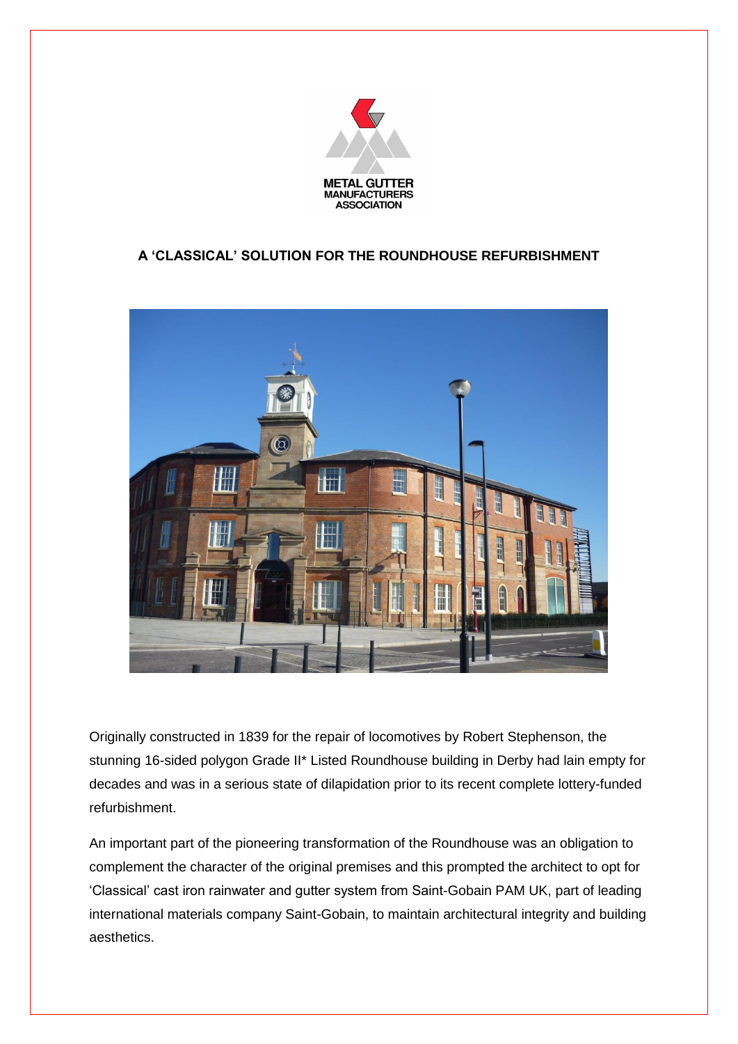METAL GUTTER MANUFACTURERS ASSOCIATION

## A 'CLASSICAL' SOLUTION FOR THE ROUNDHOUSE REFURBISHMENT

Originally constructed in 1839 for the repair of locomotives by Robert Stephenson, the stunning 16-sided polygon Grade II* Listed Roundhouse building in Derby had lain empty for decades and was in a serious state of dilapidation prior to its recent complete lottery-funded refurbishment.

An important part of the pioneering transformation of the Roundhouse was an obligation to complement the character of the original premises and this prompted the architect to opt for 'Classical' cast iron rainwater and gutter system from Saint-Gobain PAM UK, part of leading international materials company Saint-Gobain, to maintain architectural integrity and building aesthetics.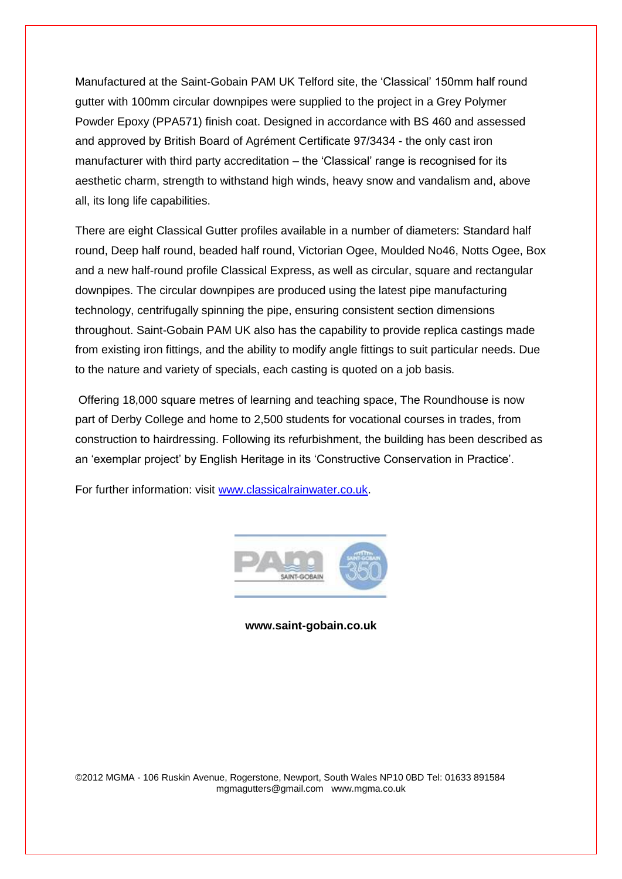Manufactured at the Saint-Gobain PAM UK Telford site, the 'Classical' 150mm half round gutter with 100mm circular downpipes were supplied to the project in a Grey Polymer Powder Epoxy (PPA571) finish coat. Designed in accordance with BS 460 and assessed and approved by British Board of Agrément Certificate 97/3434 - the only cast iron manufacturer with third party accreditation – the 'Classical' range is recognised for its aesthetic charm, strength to withstand high winds, heavy snow and vandalism and, above all, its long life capabilities.

There are eight Classical Gutter profiles available in a number of diameters: Standard half round, Deep half round, beaded half round, Victorian Ogee, Moulded No46, Notts Ogee, Box and a new half-round profile Classical Express, as well as circular, square and rectangular downpipes. The circular downpipes are produced using the latest pipe manufacturing technology, centrifugally spinning the pipe, ensuring consistent section dimensions throughout. Saint-Gobain PAM UK also has the capability to provide replica castings made from existing iron fittings, and the ability to modify angle fittings to suit particular needs. Due to the nature and variety of specials, each casting is quoted on a job basis.

Offering 18,000 square metres of learning and teaching space, The Roundhouse is now part of Derby College and home to 2,500 students for vocational courses in trades, from construction to hairdressing. Following its refurbishment, the building has been described as an 'exemplar project' by English Heritage in its 'Constructive Conservation in Practice'.

For further information: visit [www.classicalrainwater.co.uk](http://www.classicalrainwater.co.uk).

PAM SAINT-GOBAIN

SAINT-GOBAIN 350

**www.saint-gobain.co.uk**

©2012 MGMA - 106 Ruskin Avenue, Rogerstone, Newport, South Wales NP10 0BD Tel: 01633 891584
mgmagutters@gmail.com www.mgma.co.uk